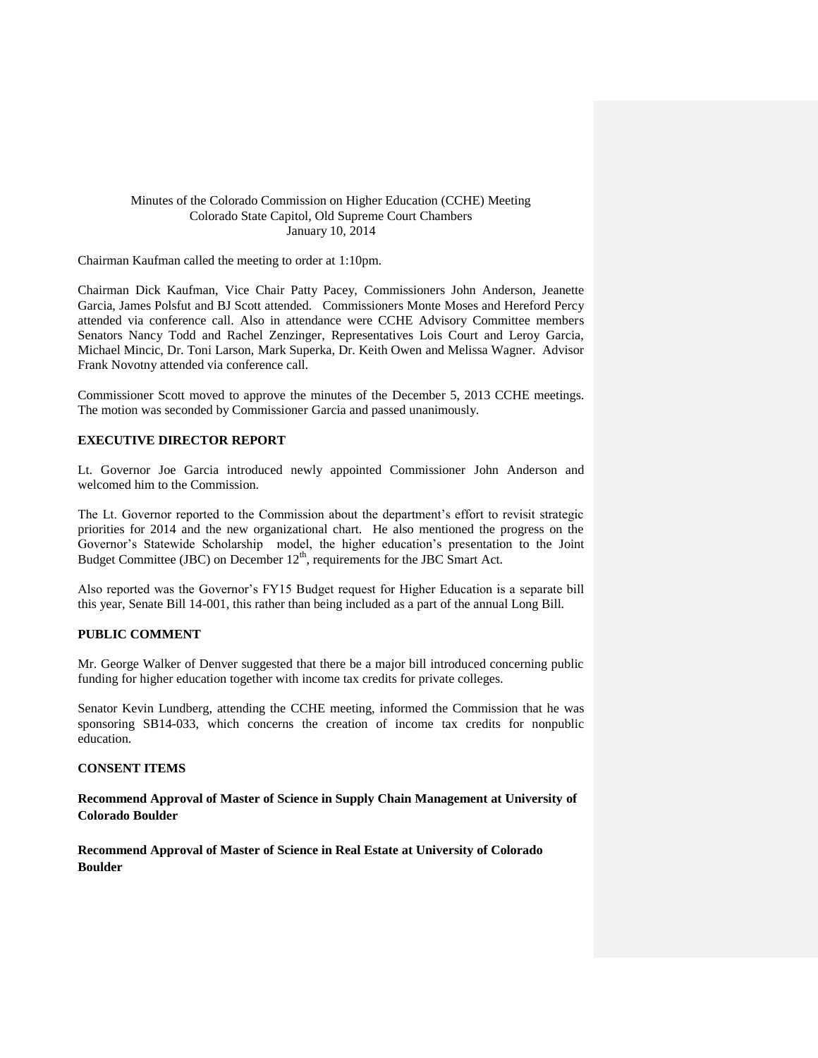Minutes of the Colorado Commission on Higher Education (CCHE) Meeting
Colorado State Capitol, Old Supreme Court Chambers
January 10, 2014

Chairman Kaufman called the meeting to order at 1:10pm.

Chairman Dick Kaufman, Vice Chair Patty Pacey, Commissioners John Anderson, Jeanette Garcia, James Polsfut and BJ Scott attended. Commissioners Monte Moses and Hereford Percy attended via conference call. Also in attendance were CCHE Advisory Committee members Senators Nancy Todd and Rachel Zenzinger, Representatives Lois Court and Leroy Garcia, Michael Mincic, Dr. Toni Larson, Mark Superka, Dr. Keith Owen and Melissa Wagner. Advisor Frank Novotny attended via conference call.

Commissioner Scott moved to approve the minutes of the December 5, 2013 CCHE meetings. The motion was seconded by Commissioner Garcia and passed unanimously.

**EXECUTIVE DIRECTOR REPORT**

Lt. Governor Joe Garcia introduced newly appointed Commissioner John Anderson and welcomed him to the Commission.

The Lt. Governor reported to the Commission about the department's effort to revisit strategic priorities for 2014 and the new organizational chart. He also mentioned the progress on the Governor's Statewide Scholarship model, the higher education's presentation to the Joint Budget Committee (JBC) on December 12th, requirements for the JBC Smart Act.

Also reported was the Governor's FY15 Budget request for Higher Education is a separate bill this year, Senate Bill 14-001, this rather than being included as a part of the annual Long Bill.

**PUBLIC COMMENT**

Mr. George Walker of Denver suggested that there be a major bill introduced concerning public funding for higher education together with income tax credits for private colleges.

Senator Kevin Lundberg, attending the CCHE meeting, informed the Commission that he was sponsoring SB14-033, which concerns the creation of income tax credits for nonpublic education.

**CONSENT ITEMS**

**Recommend Approval of Master of Science in Supply Chain Management at University of Colorado Boulder**

**Recommend Approval of Master of Science in Real Estate at University of Colorado Boulder**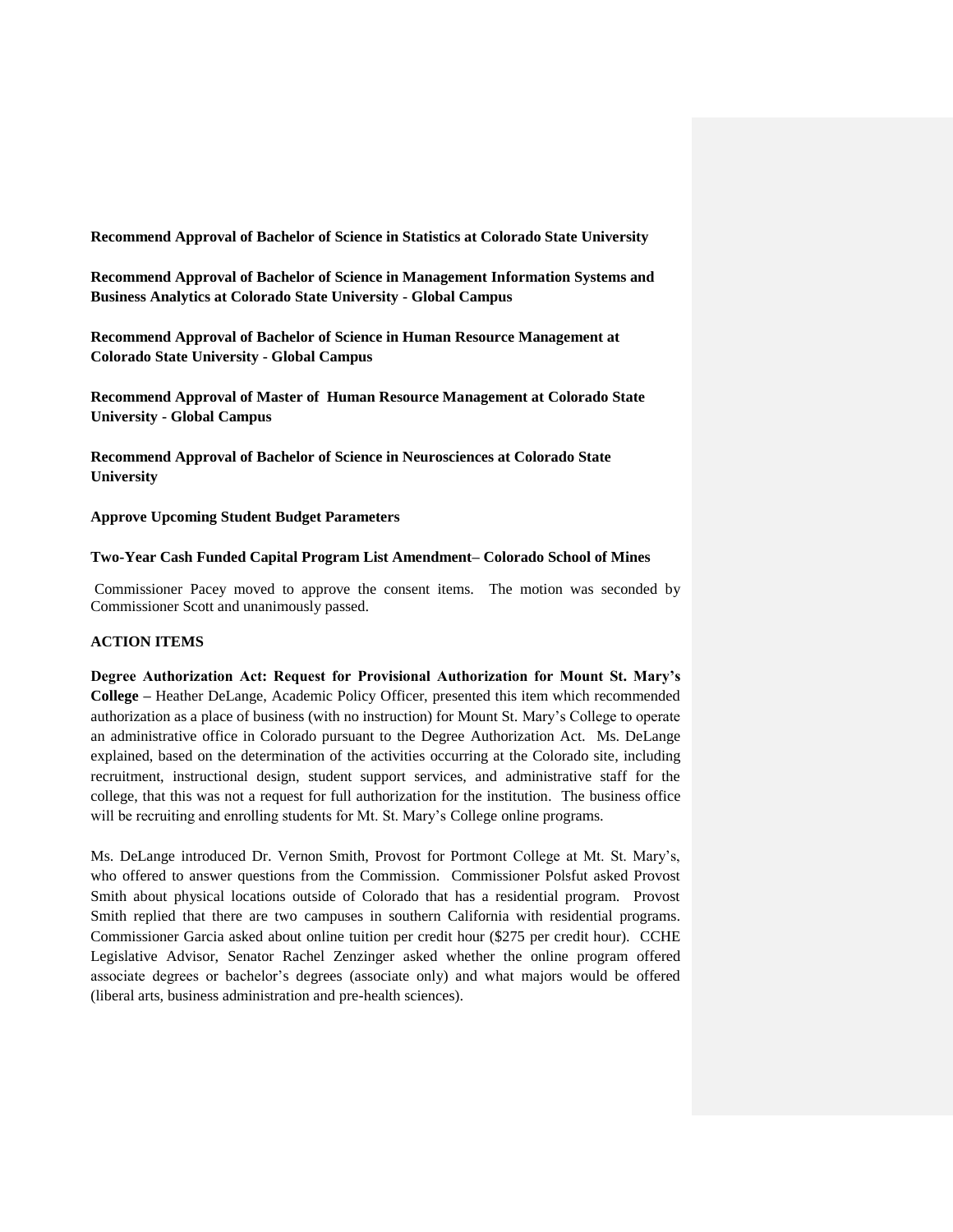**Recommend Approval of Bachelor of Science in Statistics at Colorado State University**

**Recommend Approval of Bachelor of Science in Management Information Systems and Business Analytics at Colorado State University - Global Campus**

**Recommend Approval of Bachelor of Science in Human Resource Management at Colorado State University - Global Campus**

**Recommend Approval of Master of Human Resource Management at Colorado State University - Global Campus**

**Recommend Approval of Bachelor of Science in Neurosciences at Colorado State University**

**Approve Upcoming Student Budget Parameters**

**Two-Year Cash Funded Capital Program List Amendment– Colorado School of Mines**

Commissioner Pacey moved to approve the consent items. The motion was seconded by Commissioner Scott and unanimously passed.

**ACTION ITEMS**

**Degree Authorization Act: Request for Provisional Authorization for Mount St. Mary's College –** Heather DeLange, Academic Policy Officer, presented this item which recommended authorization as a place of business (with no instruction) for Mount St. Mary's College to operate an administrative office in Colorado pursuant to the Degree Authorization Act. Ms. DeLange explained, based on the determination of the activities occurring at the Colorado site, including recruitment, instructional design, student support services, and administrative staff for the college, that this was not a request for full authorization for the institution. The business office will be recruiting and enrolling students for Mt. St. Mary's College online programs.

Ms. DeLange introduced Dr. Vernon Smith, Provost for Portmont College at Mt. St. Mary's, who offered to answer questions from the Commission. Commissioner Polsfut asked Provost Smith about physical locations outside of Colorado that has a residential program. Provost Smith replied that there are two campuses in southern California with residential programs. Commissioner Garcia asked about online tuition per credit hour ($275 per credit hour). CCHE Legislative Advisor, Senator Rachel Zenzinger asked whether the online program offered associate degrees or bachelor's degrees (associate only) and what majors would be offered (liberal arts, business administration and pre-health sciences).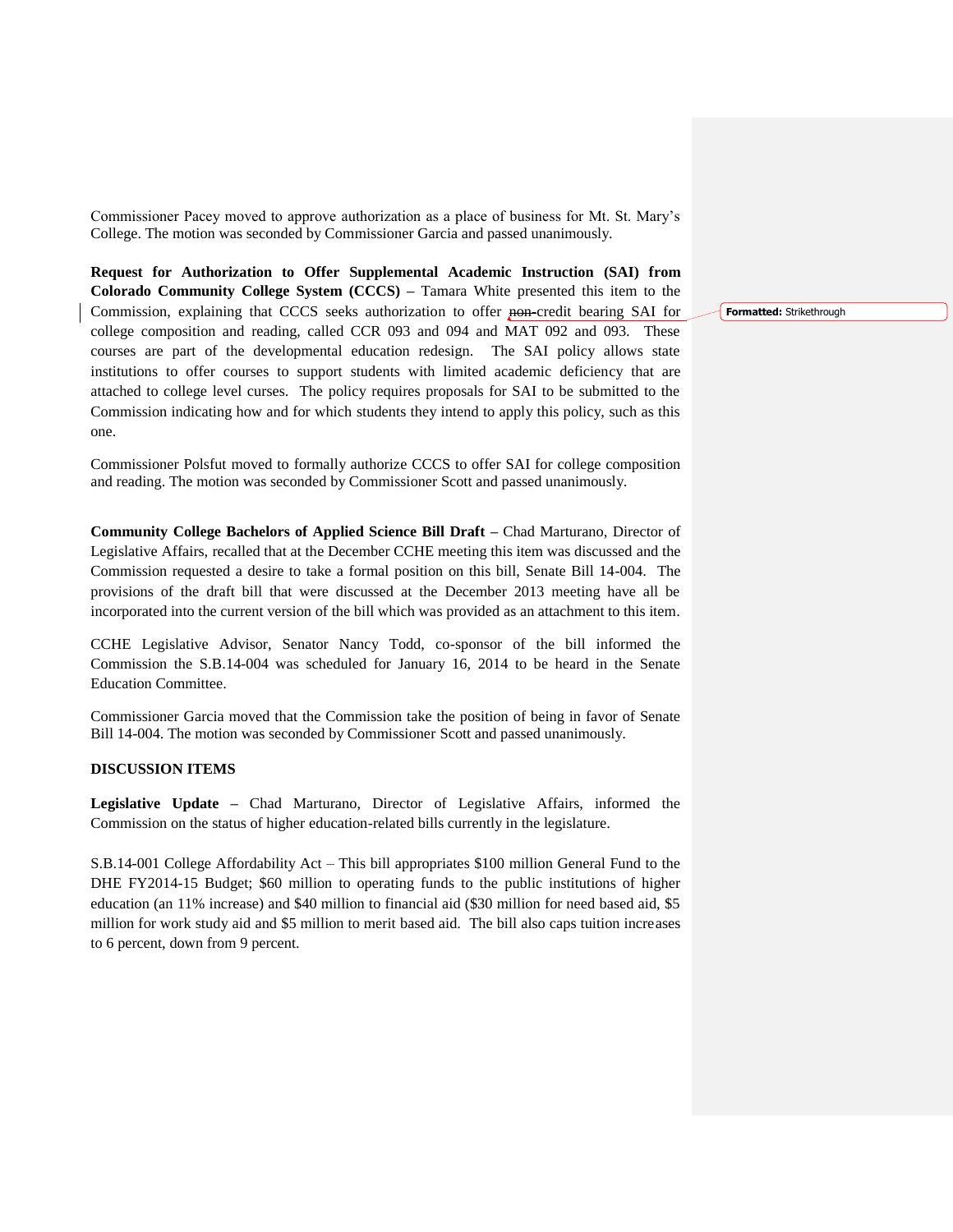Commissioner Pacey moved to approve authorization as a place of business for Mt. St. Mary's College. The motion was seconded by Commissioner Garcia and passed unanimously.

**Request for Authorization to Offer Supplemental Academic Instruction (SAI) from Colorado Community College System (CCCS) –** Tamara White presented this item to the Commission, explaining that CCCS seeks authorization to offer ~~non-~~credit bearing SAI for college composition and reading, called CCR 093 and 094 and MAT 092 and 093. These courses are part of the developmental education redesign. The SAI policy allows state institutions to offer courses to support students with limited academic deficiency that are attached to college level curses. The policy requires proposals for SAI to be submitted to the Commission indicating how and for which students they intend to apply this policy, such as this one.

Commissioner Polsfut moved to formally authorize CCCS to offer SAI for college composition and reading. The motion was seconded by Commissioner Scott and passed unanimously.

**Community College Bachelors of Applied Science Bill Draft –** Chad Marturano, Director of Legislative Affairs, recalled that at the December CCHE meeting this item was discussed and the Commission requested a desire to take a formal position on this bill, Senate Bill 14-004. The provisions of the draft bill that were discussed at the December 2013 meeting have all be incorporated into the current version of the bill which was provided as an attachment to this item.

CCHE Legislative Advisor, Senator Nancy Todd, co-sponsor of the bill informed the Commission the S.B.14-004 was scheduled for January 16, 2014 to be heard in the Senate Education Committee.

Commissioner Garcia moved that the Commission take the position of being in favor of Senate Bill 14-004. The motion was seconded by Commissioner Scott and passed unanimously.

**DISCUSSION ITEMS**

**Legislative Update –** Chad Marturano, Director of Legislative Affairs, informed the Commission on the status of higher education-related bills currently in the legislature.

S.B.14-001 College Affordability Act – This bill appropriates $100 million General Fund to the DHE FY2014-15 Budget; $60 million to operating funds to the public institutions of higher education (an 11% increase) and $40 million to financial aid ($30 million for need based aid, $5 million for work study aid and $5 million to merit based aid. The bill also caps tuition increases to 6 percent, down from 9 percent.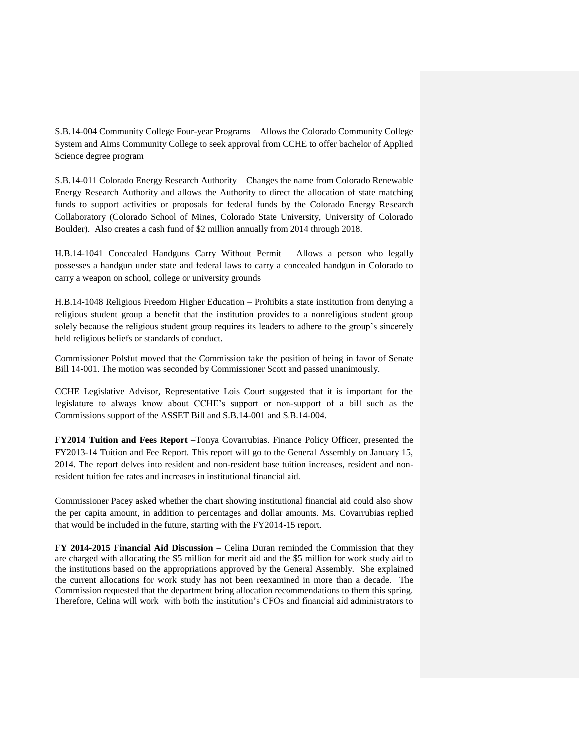S.B.14-004 Community College Four-year Programs – Allows the Colorado Community College System and Aims Community College to seek approval from CCHE to offer bachelor of Applied Science degree program

S.B.14-011 Colorado Energy Research Authority – Changes the name from Colorado Renewable Energy Research Authority and allows the Authority to direct the allocation of state matching funds to support activities or proposals for federal funds by the Colorado Energy Research Collaboratory (Colorado School of Mines, Colorado State University, University of Colorado Boulder). Also creates a cash fund of $2 million annually from 2014 through 2018.

H.B.14-1041 Concealed Handguns Carry Without Permit – Allows a person who legally possesses a handgun under state and federal laws to carry a concealed handgun in Colorado to carry a weapon on school, college or university grounds

H.B.14-1048 Religious Freedom Higher Education – Prohibits a state institution from denying a religious student group a benefit that the institution provides to a nonreligious student group solely because the religious student group requires its leaders to adhere to the group's sincerely held religious beliefs or standards of conduct.

Commissioner Polsfut moved that the Commission take the position of being in favor of Senate Bill 14-001. The motion was seconded by Commissioner Scott and passed unanimously.

CCHE Legislative Advisor, Representative Lois Court suggested that it is important for the legislature to always know about CCHE's support or non-support of a bill such as the Commissions support of the ASSET Bill and S.B.14-001 and S.B.14-004.

**FY2014 Tuition and Fees Report –**Tonya Covarrubias. Finance Policy Officer, presented the FY2013-14 Tuition and Fee Report. This report will go to the General Assembly on January 15, 2014. The report delves into resident and non-resident base tuition increases, resident and non-resident tuition fee rates and increases in institutional financial aid.

Commissioner Pacey asked whether the chart showing institutional financial aid could also show the per capita amount, in addition to percentages and dollar amounts. Ms. Covarrubias replied that would be included in the future, starting with the FY2014-15 report.

**FY 2014-2015 Financial Aid Discussion –** Celina Duran reminded the Commission that they are charged with allocating the $5 million for merit aid and the $5 million for work study aid to the institutions based on the appropriations approved by the General Assembly. She explained the current allocations for work study has not been reexamined in more than a decade. The Commission requested that the department bring allocation recommendations to them this spring. Therefore, Celina will work with both the institution's CFOs and financial aid administrators to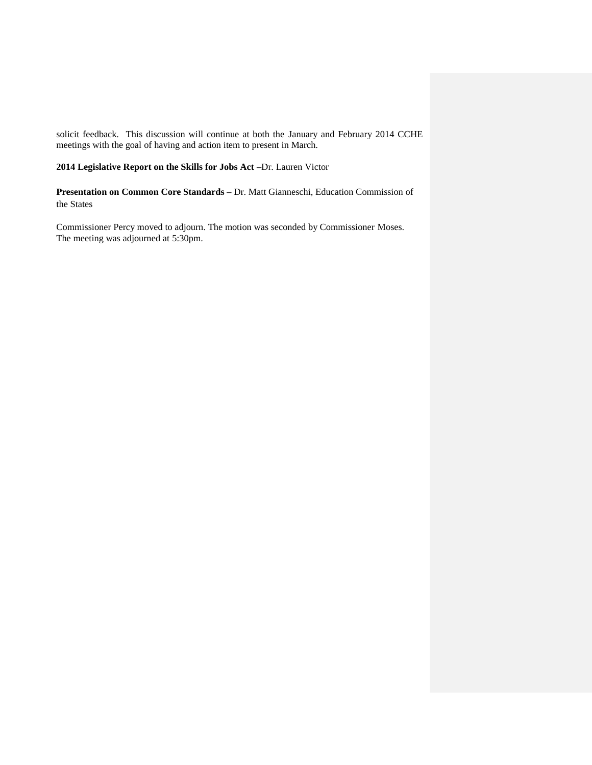solicit feedback. This discussion will continue at both the January and February 2014 CCHE meetings with the goal of having and action item to present in March.

**2014 Legislative Report on the Skills for Jobs Act –**Dr. Lauren Victor

**Presentation on Common Core Standards –** Dr. Matt Gianneschi, Education Commission of the States

Commissioner Percy moved to adjourn. The motion was seconded by Commissioner Moses. The meeting was adjourned at 5:30pm.